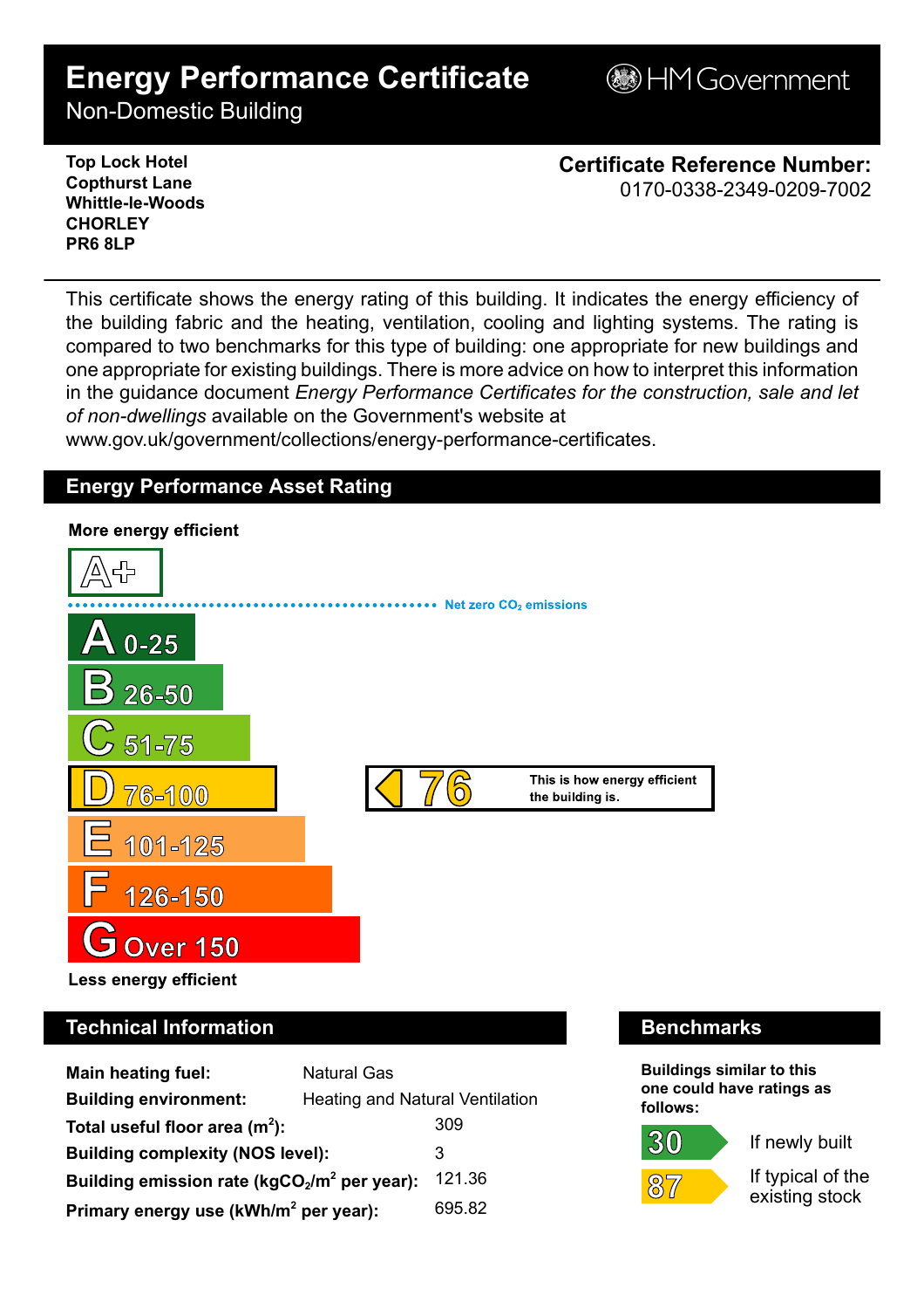# Energy Performance Certificate

Non-Domestic Building

HM Government

**Top Lock Hotel**
**Copthurst Lane**
**Whittle-le-Woods**
**CHORLEY**
**PR6 8LP**

**Certificate Reference Number:**
0170-0338-2349-0209-7002

This certificate shows the energy rating of this building. It indicates the energy efficiency of the building fabric and the heating, ventilation, cooling and lighting systems. The rating is compared to two benchmarks for this type of building: one appropriate for new buildings and one appropriate for existing buildings. There is more advice on how to interpret this information in the guidance document *Energy Performance Certificates for the construction, sale and let of non-dwellings* available on the Government's website at www.gov.uk/government/collections/energy-performance-certificates.

## Energy Performance Asset Rating

**More energy efficient**

- A+
- Net zero $CO_2$ emissions
- A 0-25
- B 26-50
- C 51-75
- D 76-100
- E 101-125
- F 126-150
- G Over 150

**Less energy efficient**

**76** This is how energy efficient the building is.

## Technical Information

| | |
|---|---|
| **Main heating fuel:** | Natural Gas |
| **Building environment:** | Heating and Natural Ventilation |
| **Total useful floor area ($m^2$):** | 309 |
| **Building complexity (NOS level):** | 3 |
| **Building emission rate ($kgCO_2/m^2$ per year):** | 121.36 |
| **Primary energy use ($kWh/m^2$ per year):** | 695.82 |

## Benchmarks

**Buildings similar to this one could have ratings as follows:**

| | |
|---|---|
| 30 | If newly built |
| 87 | If typical of the existing stock |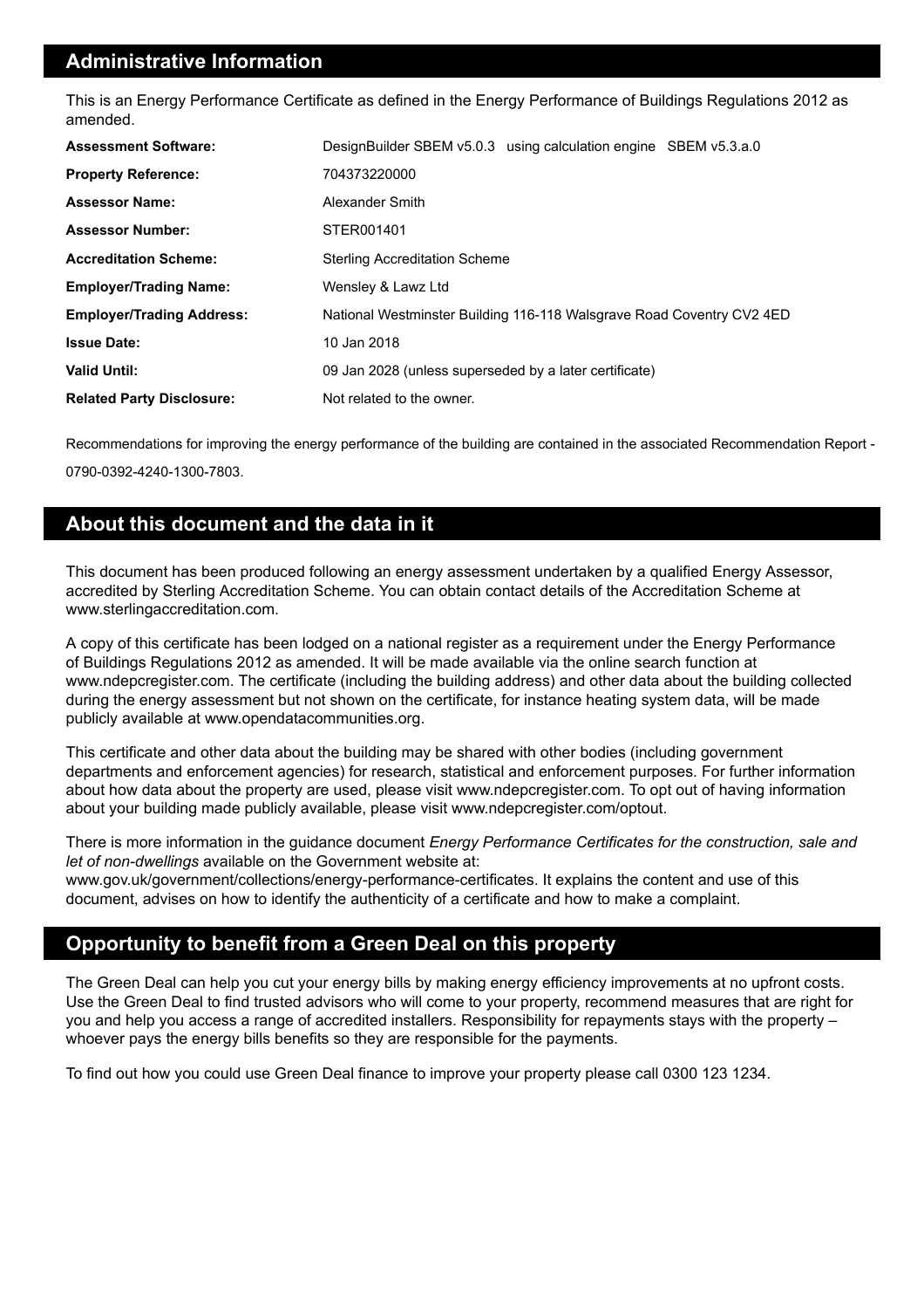## Administrative Information

This is an Energy Performance Certificate as defined in the Energy Performance of Buildings Regulations 2012 as amended.

| | |
|---|---|
| **Assessment Software:** | DesignBuilder SBEM v5.0.3 using calculation engine SBEM v5.3.a.0 |
| **Property Reference:** | 704373220000 |
| **Assessor Name:** | Alexander Smith |
| **Assessor Number:** | STER001401 |
| **Accreditation Scheme:** | Sterling Accreditation Scheme |
| **Employer/Trading Name:** | Wensley & Lawz Ltd |
| **Employer/Trading Address:** | National Westminster Building 116-118 Walsgrave Road Coventry CV2 4ED |
| **Issue Date:** | 10 Jan 2018 |
| **Valid Until:** | 09 Jan 2028 (unless superseded by a later certificate) |
| **Related Party Disclosure:** | Not related to the owner. |

Recommendations for improving the energy performance of the building are contained in the associated Recommendation Report - 0790-0392-4240-1300-7803.

## About this document and the data in it

This document has been produced following an energy assessment undertaken by a qualified Energy Assessor, accredited by Sterling Accreditation Scheme. You can obtain contact details of the Accreditation Scheme at www.sterlingaccreditation.com.

A copy of this certificate has been lodged on a national register as a requirement under the Energy Performance of Buildings Regulations 2012 as amended. It will be made available via the online search function at www.ndepcregister.com. The certificate (including the building address) and other data about the building collected during the energy assessment but not shown on the certificate, for instance heating system data, will be made publicly available at www.opendatacommunities.org.

This certificate and other data about the building may be shared with other bodies (including government departments and enforcement agencies) for research, statistical and enforcement purposes. For further information about how data about the property are used, please visit www.ndepcregister.com. To opt out of having information about your building made publicly available, please visit www.ndepcregister.com/optout.

There is more information in the guidance document *Energy Performance Certificates for the construction, sale and let of non-dwellings* available on the Government website at:
www.gov.uk/government/collections/energy-performance-certificates. It explains the content and use of this document, advises on how to identify the authenticity of a certificate and how to make a complaint.

## Opportunity to benefit from a Green Deal on this property

The Green Deal can help you cut your energy bills by making energy efficiency improvements at no upfront costs. Use the Green Deal to find trusted advisors who will come to your property, recommend measures that are right for you and help you access a range of accredited installers. Responsibility for repayments stays with the property – whoever pays the energy bills benefits so they are responsible for the payments.

To find out how you could use Green Deal finance to improve your property please call 0300 123 1234.